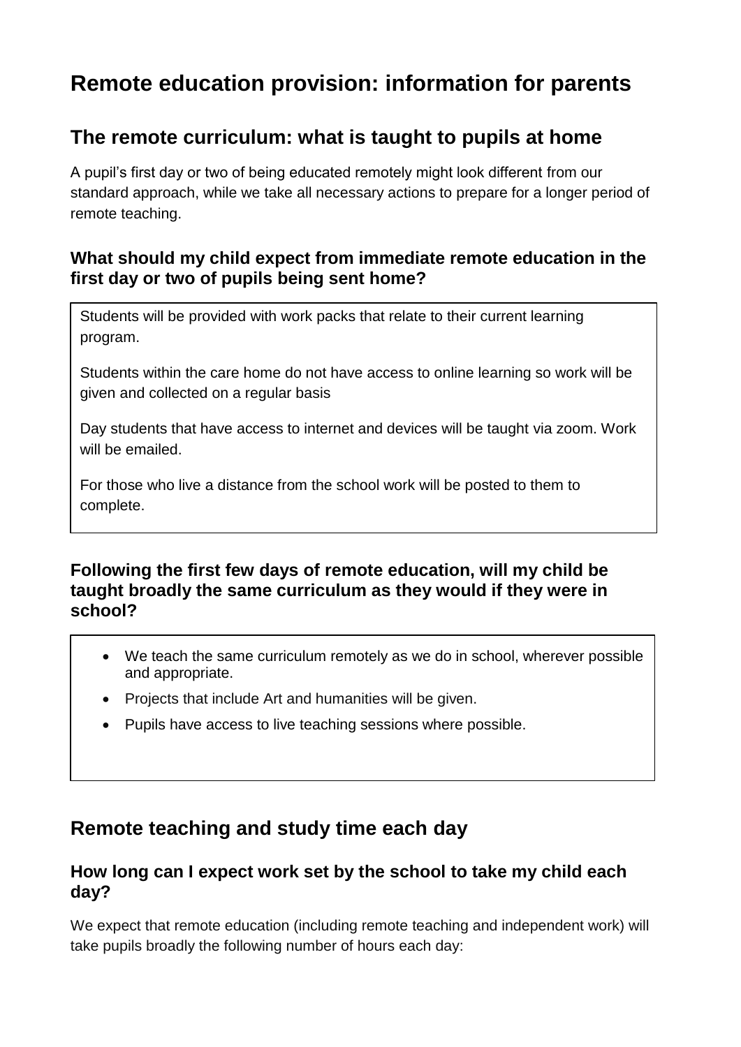# Remote education provision: information for parents

## The remote curriculum: what is taught to pupils at home

A pupil's first day or two of being educated remotely might look different from our standard approach, while we take all necessary actions to prepare for a longer period of remote teaching.

### What should my child expect from immediate remote education in the first day or two of pupils being sent home?

Students will be provided with work packs that relate to their current learning program.

Students within the care home do not have access to online learning so work will be given and collected on a regular basis

Day students that have access to internet and devices will be taught via zoom. Work will be emailed.

For those who live a distance from the school work will be posted to them to complete.

### Following the first few days of remote education, will my child be taught broadly the same curriculum as they would if they were in school?

- We teach the same curriculum remotely as we do in school, wherever possible and appropriate.
- Projects that include Art and humanities will be given.
- Pupils have access to live teaching sessions where possible.

## Remote teaching and study time each day

### How long can I expect work set by the school to take my child each day?

We expect that remote education (including remote teaching and independent work) will take pupils broadly the following number of hours each day: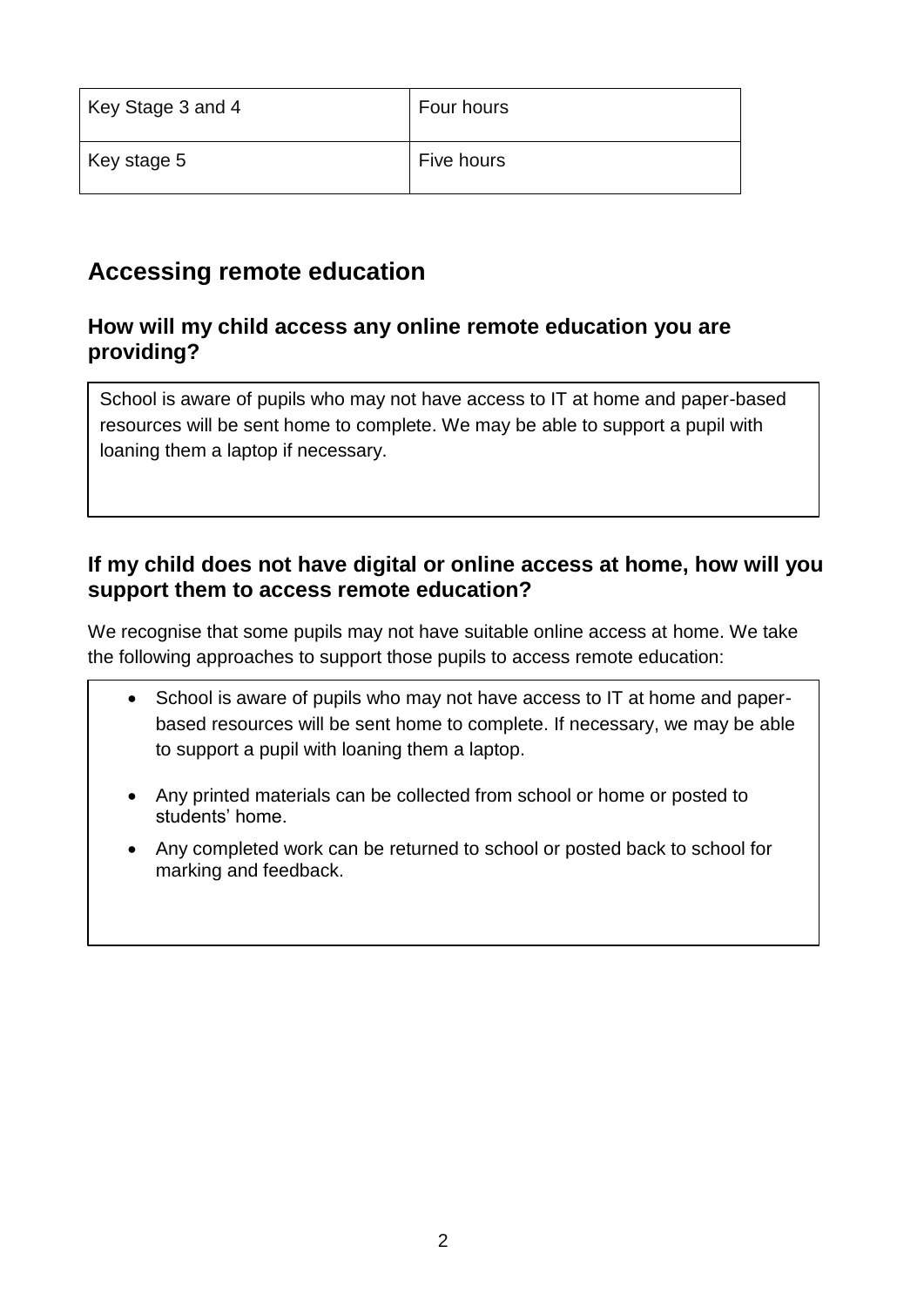| Key Stage 3 and 4 | Four hours |
| --- | --- |
| Key stage 5 | Five hours |

## Accessing remote education

### How will my child access any online remote education you are providing?

School is aware of pupils who may not have access to IT at home and paper-based resources will be sent home to complete. We may be able to support a pupil with loaning them a laptop if necessary.

### If my child does not have digital or online access at home, how will you support them to access remote education?

We recognise that some pupils may not have suitable online access at home. We take the following approaches to support those pupils to access remote education:

- School is aware of pupils who may not have access to IT at home and paper-based resources will be sent home to complete. If necessary, we may be able to support a pupil with loaning them a laptop.
- Any printed materials can be collected from school or home or posted to students' home.
- Any completed work can be returned to school or posted back to school for marking and feedback.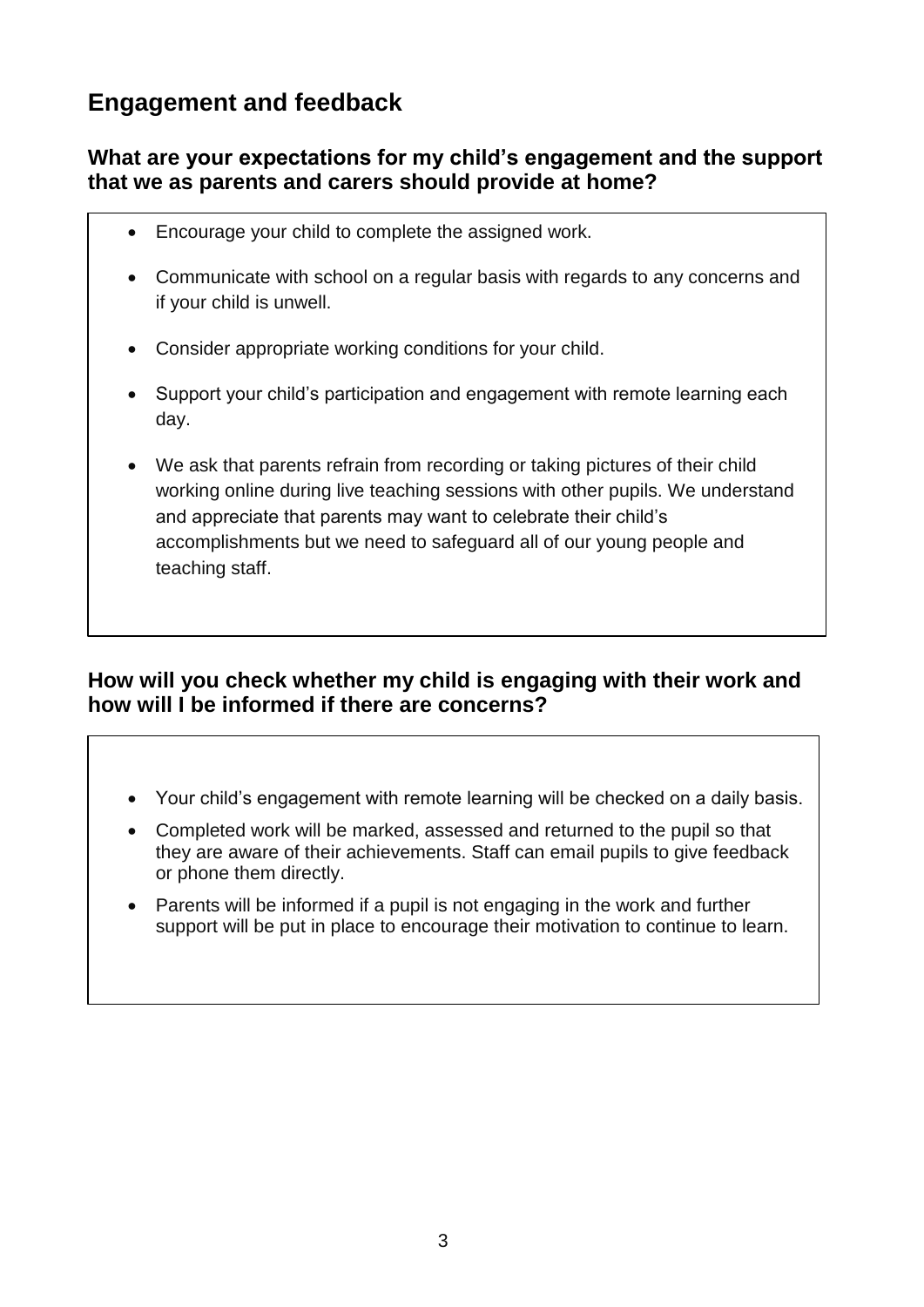## Engagement and feedback

### What are your expectations for my child's engagement and the support that we as parents and carers should provide at home?

- Encourage your child to complete the assigned work.
- Communicate with school on a regular basis with regards to any concerns and if your child is unwell.
- Consider appropriate working conditions for your child.
- Support your child's participation and engagement with remote learning each day.
- We ask that parents refrain from recording or taking pictures of their child working online during live teaching sessions with other pupils. We understand and appreciate that parents may want to celebrate their child's accomplishments but we need to safeguard all of our young people and teaching staff.

### How will you check whether my child is engaging with their work and how will I be informed if there are concerns?

- Your child's engagement with remote learning will be checked on a daily basis.
- Completed work will be marked, assessed and returned to the pupil so that they are aware of their achievements. Staff can email pupils to give feedback or phone them directly.
- Parents will be informed if a pupil is not engaging in the work and further support will be put in place to encourage their motivation to continue to learn.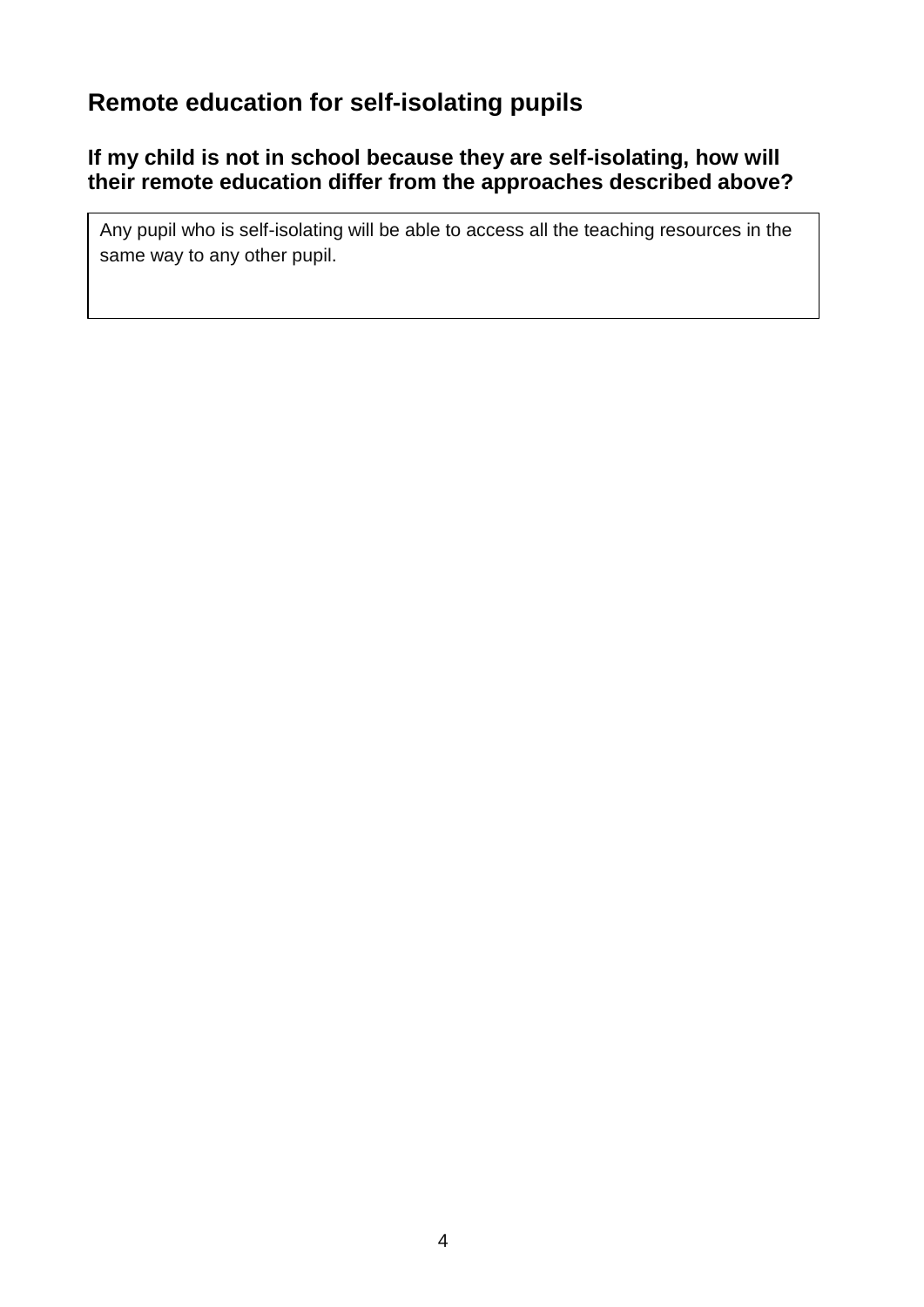## Remote education for self-isolating pupils

### If my child is not in school because they are self-isolating, how will their remote education differ from the approaches described above?

Any pupil who is self-isolating will be able to access all the teaching resources in the same way to any other pupil.